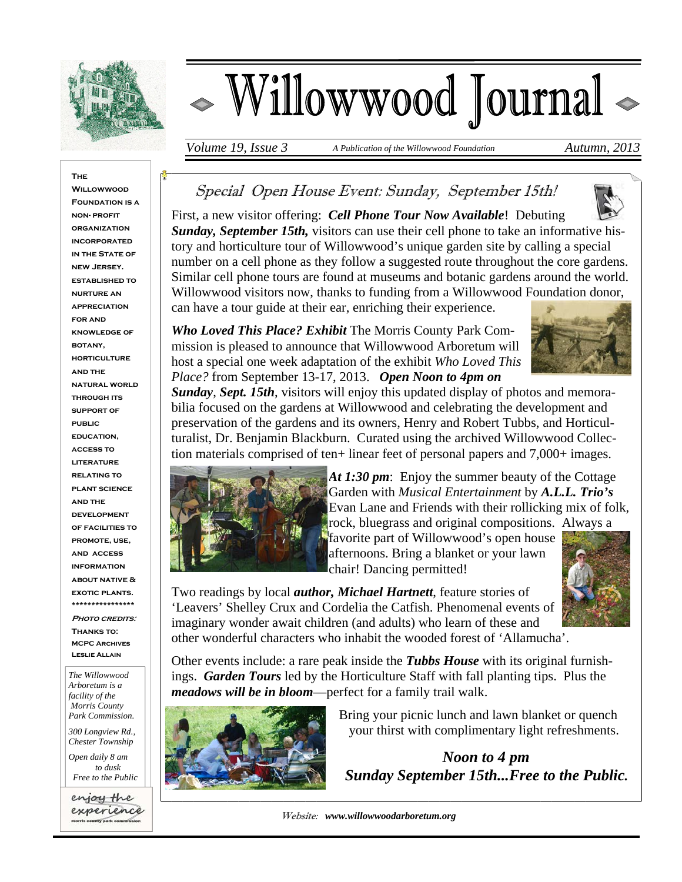# Willowwood Journal

*Volume 19, Issue 3* — *A Publication of the Willowwood Foundation* — *Autumn, 2013*

**The Willowwood Foundation is a non- profit organization incorporated in the State of New Jersey. Established to nurture an appreciation for and knowledge of botany, horticulture and the natural world through its support of public education, access to literature relating to plant science and the development of facilities to promote, use, and access information about native & exotic plants.**

\*\*\*\*\*\*\*\*\*\*\*\*\*\*\*\*

***Photo credits:***

**Thanks to:**
**MCPC Archives**
**Leslie Allain**

*The Willowwood Arboretum is a facility of the Morris County Park Commission.*

*300 Longview Rd., Chester Township*

*Open daily 8 am to dusk*
*Free to the Public*

enjoy the experience
morris county park commission

## Special Open House Event: Sunday, September 15th!

First, a new visitor offering: ***Cell Phone Tour Now Available***! Debuting ***Sunday, September 15th,*** visitors can use their cell phone to take an informative history and horticulture tour of Willowwood's unique garden site by calling a special number on a cell phone as they follow a suggested route throughout the core gardens. Similar cell phone tours are found at museums and botanic gardens around the world. Willowwood visitors now, thanks to funding from a Willowwood Foundation donor, can have a tour guide at their ear, enriching their experience.

***Who Loved This Place? Exhibit*** The Morris County Park Commission is pleased to announce that Willowwood Arboretum will host a special one week adaptation of the exhibit *Who Loved This Place?* from September 13-17, 2013. ***Open Noon to 4pm on Sunday***, ***Sept. 15th***, visitors will enjoy this updated display of photos and memorabilia focused on the gardens at Willowwood and celebrating the development and preservation of the gardens and its owners, Henry and Robert Tubbs, and Horticulturalist, Dr. Benjamin Blackburn. Curated using the archived Willowwood Collection materials comprised of ten+ linear feet of personal papers and 7,000+ images.

***At 1:30 pm***: Enjoy the summer beauty of the Cottage Garden with *Musical Entertainment* by ***A.L.L. Trio's*** Evan Lane and Friends with their rollicking mix of folk, rock, bluegrass and original compositions. Always a favorite part of Willowwood's open house afternoons. Bring a blanket or your lawn chair! Dancing permitted!

Two readings by local ***author, Michael Hartnett***, feature stories of 'Leavers' Shelley Crux and Cordelia the Catfish. Phenomenal events of imaginary wonder await children (and adults) who learn of these and other wonderful characters who inhabit the wooded forest of 'Allamucha'.

Other events include: a rare peak inside the ***Tubbs House*** with its original furnishings. ***Garden Tours*** led by the Horticulture Staff with fall planting tips. Plus the ***meadows will be in bloom***—perfect for a family trail walk.

Bring your picnic lunch and lawn blanket or quench your thirst with complimentary light refreshments.

***Noon to 4 pm***
***Sunday September 15th...Free to the Public.***

*Website:* ***www.willowwoodarboretum.org***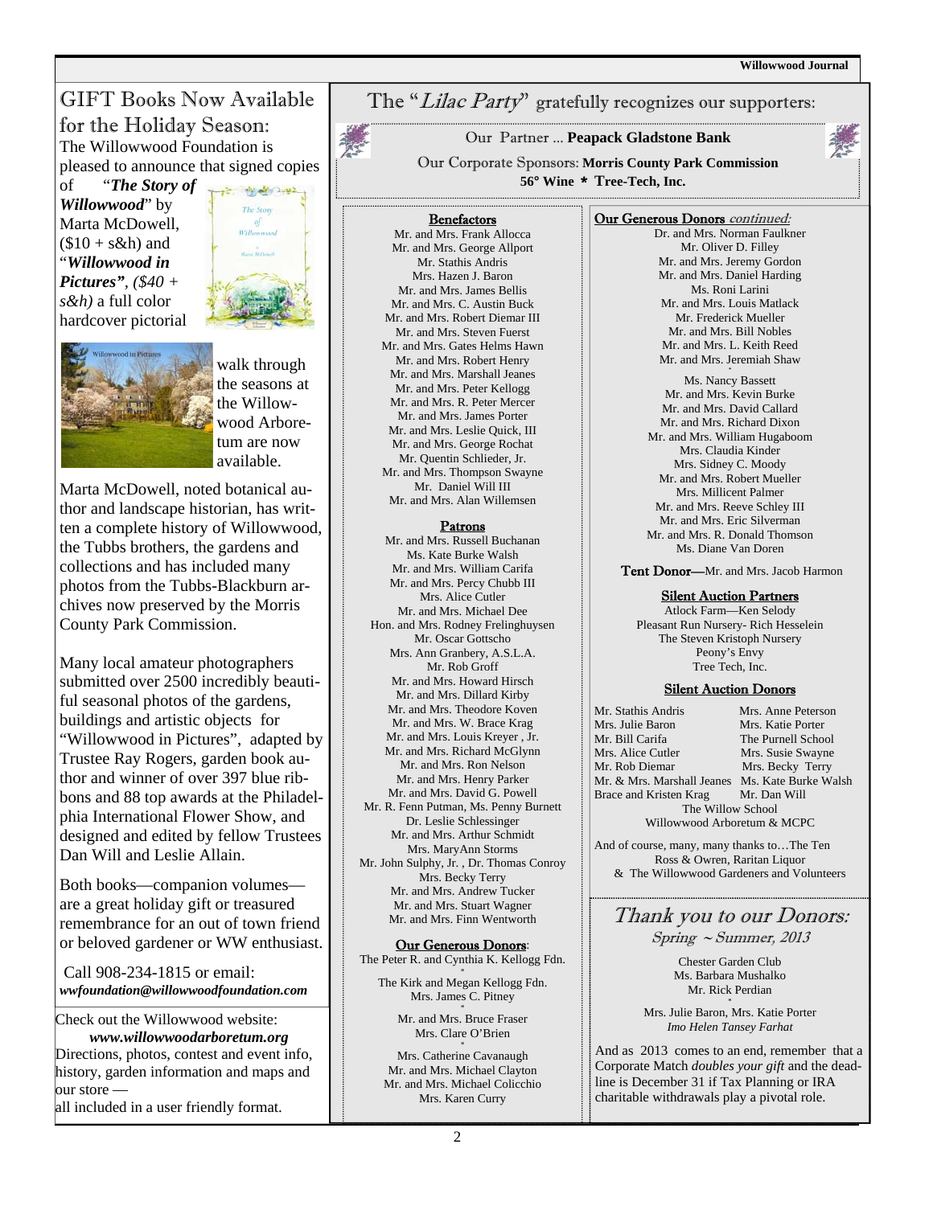## GIFT Books Now Available for the Holiday Season:

The Willowwood Foundation is pleased to announce that signed copies of "***The Story of Willowwood***" by Marta McDowell, ($10 + s&h) and "***Willowwood in Pictures***", *($40 + s&h)* a full color hardcover pictorial walk through the seasons at the Willowwood Arboretum are now available.

Marta McDowell, noted botanical author and landscape historian, has written a complete history of Willowwood, the Tubbs brothers, the gardens and collections and has included many photos from the Tubbs-Blackburn archives now preserved by the Morris County Park Commission.

Many local amateur photographers submitted over 2500 incredibly beautiful seasonal photos of the gardens, buildings and artistic objects for "Willowwood in Pictures", adapted by Trustee Ray Rogers, garden book author and winner of over 397 blue ribbons and 88 top awards at the Philadelphia International Flower Show, and designed and edited by fellow Trustees Dan Will and Leslie Allain.

Both books—companion volumes—are a great holiday gift or treasured remembrance for an out of town friend or beloved gardener or WW enthusiast.

Call 908-234-1815 or email: ***wwfoundation@willowwoodfoundation.com***

Check out the Willowwood website:
***www.willowwoodarboretum.org***
Directions, photos, contest and event info, history, garden information and maps and our store —
all included in a user friendly format.

## The "*Lilac Party*" gratefully recognizes our supporters:

Our Partner ... **Peapack Gladstone Bank**

Our Corporate Sponsors: **Morris County Park Commission**
**56° Wine * Tree-Tech, Inc.**

### Benefactors

Mr. and Mrs. Frank Allocca
Mr. and Mrs. George Allport
Mr. Stathis Andris
Mrs. Hazen J. Baron
Mr. and Mrs. James Bellis
Mr. and Mrs. C. Austin Buck
Mr. and Mrs. Robert Diemar III
Mr. and Mrs. Steven Fuerst
Mr. and Mrs. Gates Helms Hawn
Mr. and Mrs. Robert Henry
Mr. and Mrs. Marshall Jeanes
Mr. and Mrs. Peter Kellogg
Mr. and Mrs. R. Peter Mercer
Mr. and Mrs. James Porter
Mr. and Mrs. Leslie Quick, III
Mr. and Mrs. George Rochat
Mr. Quentin Schlieder, Jr.
Mr. and Mrs. Thompson Swayne
Mr. Daniel Will III
Mr. and Mrs. Alan Willemsen

### Patrons

Mr. and Mrs. Russell Buchanan
Ms. Kate Burke Walsh
Mr. and Mrs. William Carifa
Mr. and Mrs. Percy Chubb III
Mrs. Alice Cutler
Mr. and Mrs. Michael Dee
Hon. and Mrs. Rodney Frelinghuysen
Mr. Oscar Gottscho
Mrs. Ann Granbery, A.S.L.A.
Mr. Rob Groff
Mr. and Mrs. Howard Hirsch
Mr. and Mrs. Dillard Kirby
Mr. and Mrs. Theodore Koven
Mr. and Mrs. W. Brace Krag
Mr. and Mrs. Louis Kreyer , Jr.
Mr. and Mrs. Richard McGlynn
Mr. and Mrs. Ron Nelson
Mr. and Mrs. Henry Parker
Mr. and Mrs. David G. Powell
Mr. R. Fenn Putman, Ms. Penny Burnett
Dr. Leslie Schlessinger
Mr. and Mrs. Arthur Schmidt
Mrs. MaryAnn Storms
Mr. John Sulphy, Jr. , Dr. Thomas Conroy
Mrs. Becky Terry
Mr. and Mrs. Andrew Tucker
Mr. and Mrs. Stuart Wagner
Mr. and Mrs. Finn Wentworth

### Our Generous Donors:

The Peter R. and Cynthia K. Kellogg Fdn.

*

The Kirk and Megan Kellogg Fdn.
Mrs. James C. Pitney

*

Mr. and Mrs. Bruce Fraser
Mrs. Clare O'Brien

*

Mrs. Catherine Cavanaugh
Mr. and Mrs. Michael Clayton
Mr. and Mrs. Michael Colicchio
Mrs. Karen Curry

### Our Generous Donors *continued:*

Dr. and Mrs. Norman Faulkner
Mr. Oliver D. Filley
Mr. and Mrs. Jeremy Gordon
Mr. and Mrs. Daniel Harding
Ms. Roni Larini
Mr. and Mrs. Louis Matlack
Mr. Frederick Mueller
Mr. and Mrs. Bill Nobles
Mr. and Mrs. L. Keith Reed
Mr. and Mrs. Jeremiah Shaw

*

Ms. Nancy Bassett
Mr. and Mrs. Kevin Burke
Mr. and Mrs. David Callard
Mr. and Mrs. Richard Dixon
Mr. and Mrs. William Hugaboom
Mrs. Claudia Kinder
Mrs. Sidney C. Moody
Mr. and Mrs. Robert Mueller
Mrs. Millicent Palmer
Mr. and Mrs. Reeve Schley III
Mr. and Mrs. Eric Silverman
Mr. and Mrs. R. Donald Thomson
Ms. Diane Van Doren

**Tent Donor—**Mr. and Mrs. Jacob Harmon

### Silent Auction Partners

Atlock Farm—Ken Selody
Pleasant Run Nursery- Rich Hesselein
The Steven Kristoph Nursery
Peony's Envy
Tree Tech, Inc.

### Silent Auction Donors

Mr. Stathis Andris
Mrs. Julie Baron
Mr. Bill Carifa
Mrs. Alice Cutler
Mr. Rob Diemar
Mr. & Mrs. Marshall Jeanes
Brace and Kristen Krag
Mrs. Anne Peterson
Mrs. Katie Porter
The Purnell School
Mrs. Susie Swayne
Mrs. Becky Terry
Ms. Kate Burke Walsh
Mr. Dan Will
The Willow School
Willowwood Arboretum & MCPC

And of course, many, many thanks to…The Ten
Ross & Owren, Raritan Liquor
& The Willowwood Gardeners and Volunteers

## *Thank you to our Donors:*

*Spring ~ Summer, 2013*

Chester Garden Club
Ms. Barbara Mushalko
Mr. Rick Perdian

*

Mrs. Julie Baron, Mrs. Katie Porter
*Imo Helen Tansey Farhat*

And as 2013 comes to an end, remember that a Corporate Match *doubles your gift* and the deadline is December 31 if Tax Planning or IRA charitable withdrawals play a pivotal role.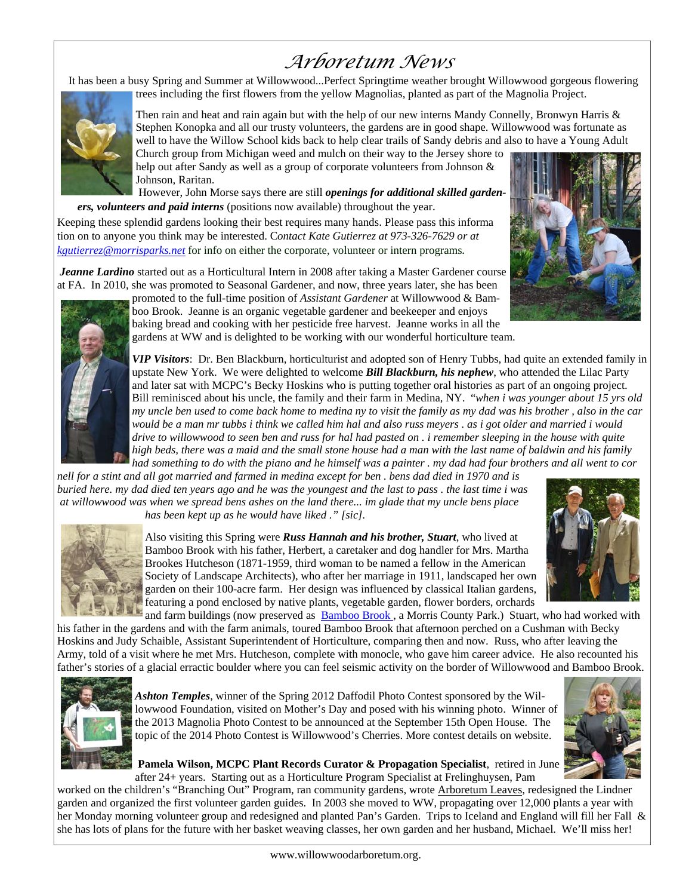# Arboretum News

It has been a busy Spring and Summer at Willowwood...Perfect Springtime weather brought Willowwood gorgeous flowering trees including the first flowers from the yellow Magnolias, planted as part of the Magnolia Project.

Then rain and heat and rain again but with the help of our new interns Mandy Connelly, Bronwyn Harris & Stephen Konopka and all our trusty volunteers, the gardens are in good shape. Willowwood was fortunate as well to have the Willow School kids back to help clear trails of Sandy debris and also to have a Young Adult Church group from Michigan weed and mulch on their way to the Jersey shore to help out after Sandy as well as a group of corporate volunteers from Johnson & Johnson, Raritan.

However, John Morse says there are still ***openings for additional skilled gardeners, volunteers and paid interns*** (positions now available) throughout the year.

Keeping these splendid gardens looking their best requires many hands. Please pass this information on to anyone you think may be interested. C*ontact Kate Gutierrez at 973-326-7629 or at* [kgutierrez@morrisparks.net](mailto:kgutierrez@morrisparks.net) for info on either the corporate, volunteer or intern programs.

***Jeanne Lardino*** started out as a Horticultural Intern in 2008 after taking a Master Gardener course at FA. In 2010, she was promoted to Seasonal Gardener, and now, three years later, she has been promoted to the full-time position of *Assistant Gardener* at Willowwood & Bamboo Brook. Jeanne is an organic vegetable gardener and beekeeper and enjoys baking bread and cooking with her pesticide free harvest. Jeanne works in all the gardens at WW and is delighted to be working with our wonderful horticulture team.

***VIP Visitors***: Dr. Ben Blackburn, horticulturist and adopted son of Henry Tubbs, had quite an extended family in upstate New York. We were delighted to welcome ***Bill Blackburn, his nephew***, who attended the Lilac Party and later sat with MCPC's Becky Hoskins who is putting together oral histories as part of an ongoing project. Bill reminisced about his uncle, the family and their farm in Medina, NY. *"when i was younger about 15 yrs old my uncle ben used to come back home to medina ny to visit the family as my dad was his brother , also in the car would be a man mr tubbs i think we called him hal and also russ meyers . as i got older and married i would drive to willowwood to seen ben and russ for hal had pasted on . i remember sleeping in the house with quite high beds, there was a maid and the small stone house had a man with the last name of baldwin and his family had something to do with the piano and he himself was a painter . my dad had four brothers and all went to cornell for a stint and all got married and farmed in medina except for ben . bens dad died in 1970 and is buried here. my dad died ten years ago and he was the youngest and the last to pass . the last time i was at willowwood was when we spread bens ashes on the land there... im glade that my uncle bens place has been kept up as he would have liked ." [sic]*.

Also visiting this Spring were ***Russ Hannah and his brother, Stuart***, who lived at Bamboo Brook with his father, Herbert, a caretaker and dog handler for Mrs. Martha Brookes Hutcheson (1871-1959, third woman to be named a fellow in the American Society of Landscape Architects), who after her marriage in 1911, landscaped her own garden on their 100-acre farm. Her design was influenced by classical Italian gardens, featuring a pond enclosed by native plants, vegetable garden, flower borders, orchards and farm buildings (now preserved as Bamboo Brook , a Morris County Park.) Stuart, who had worked with his father in the gardens and with the farm animals, toured Bamboo Brook that afternoon perched on a Cushman with Becky Hoskins and Judy Schaible, Assistant Superintendent of Horticulture, comparing then and now. Russ, who after leaving the Army, told of a visit where he met Mrs. Hutcheson, complete with monocle, who gave him career advice. He also recounted his father's stories of a glacial erractic boulder where you can feel seismic activity on the border of Willowwood and Bamboo Brook.

***Ashton Temples***, winner of the Spring 2012 Daffodil Photo Contest sponsored by the Willowwood Foundation, visited on Mother's Day and posed with his winning photo. Winner of the 2013 Magnolia Photo Contest to be announced at the September 15th Open House. The topic of the 2014 Photo Contest is Willowwood's Cherries. More contest details on website.

**Pamela Wilson, MCPC Plant Records Curator & Propagation Specialist**, retired in June after 24+ years. Starting out as a Horticulture Program Specialist at Frelinghuysen, Pam worked on the children's "Branching Out" Program, ran community gardens, wrote Arboretum Leaves, redesigned the Lindner garden and organized the first volunteer garden guides. In 2003 she moved to WW, propagating over 12,000 plants a year with her Monday morning volunteer group and redesigned and planted Pan's Garden. Trips to Iceland and England will fill her Fall & she has lots of plans for the future with her basket weaving classes, her own garden and her husband, Michael. We'll miss her!

www.willowwoodarboretum.org.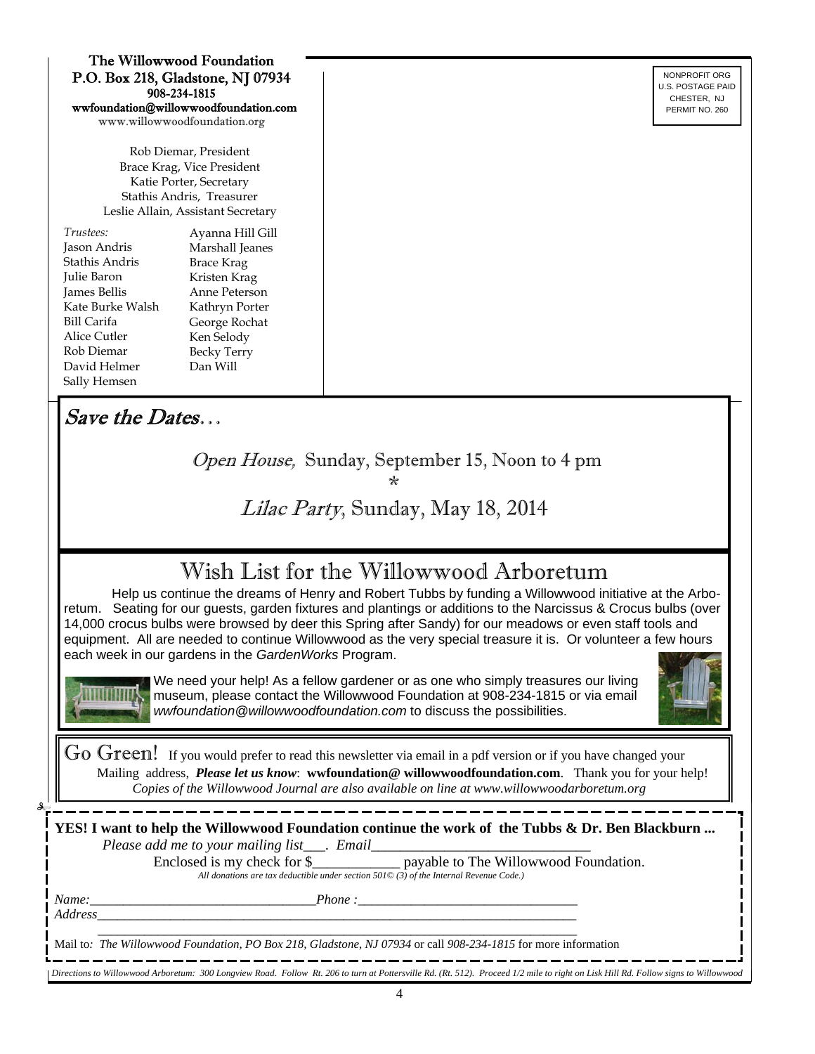**The Willowwood Foundation**
**P.O. Box 218, Gladstone, NJ 07934**
**908-234-1815**
**wwfoundation@willowwoodfoundation.com**
www.willowwoodfoundation.org

Rob Diemar, President
Brace Krag, Vice President
Katie Porter, Secretary
Stathis Andris, Treasurer
Leslie Allain, Assistant Secretary

*Trustees:*
Jason Andris
Stathis Andris
Julie Baron
James Bellis
Kate Burke Walsh
Bill Carifa
Alice Cutler
Rob Diemar
David Helmer
Sally Hemsen
Ayanna Hill Gill
Marshall Jeanes
Brace Krag
Kristen Krag
Anne Peterson
Kathryn Porter
George Rochat
Ken Selody
Becky Terry
Dan Will

NONPROFIT ORG
U.S. POSTAGE PAID
CHESTER, NJ
PERMIT NO. 260

## *Save the Dates…*

*Open House*, Sunday, September 15, Noon to 4 pm

*

*Lilac Party*, Sunday, May 18, 2014

## Wish List for the Willowwood Arboretum

Help us continue the dreams of Henry and Robert Tubbs by funding a Willowwood initiative at the Arboretum. Seating for our guests, garden fixtures and plantings or additions to the Narcissus & Crocus bulbs (over 14,000 crocus bulbs were browsed by deer this Spring after Sandy) for our meadows or even staff tools and equipment. All are needed to continue Willowwood as the very special treasure it is. Or volunteer a few hours each week in our gardens in the *GardenWorks* Program.

We need your help! As a fellow gardener or as one who simply treasures our living museum, please contact the Willowwood Foundation at 908-234-1815 or via email *wwfoundation@willowwoodfoundation.com* to discuss the possibilities.

Go Green! If you would prefer to read this newsletter via email in a pdf version or if you have changed your Mailing address, ***Please let us know***: **wwfoundation@ willowwoodfoundation.com**. Thank you for your help!
*Copies of the Willowwood Journal are also available on line at www.willowwoodarboretum.org*

**YES! I want to help the Willowwood Foundation continue the work of the Tubbs & Dr. Ben Blackburn ...**

*Please add me to your mailing list___. Email_______________________________*

Enclosed is my check for $____________ payable to The Willowwood Foundation.

*All donations are tax deductible under section 501© (3) of the Internal Revenue Code.)*

*Name:_________________________________Phone :________________________________*

*Address__________________________________________________________________________*

Mail to*: The Willowwood Foundation, PO Box 218, Gladstone, NJ 07934* or call *908-234-1815* for more information

*Directions to Willowwood Arboretum: 300 Longview Road. Follow Rt. 206 to turn at Pottersville Rd. (Rt. 512). Proceed 1/2 mile to right on Lisk Hill Rd. Follow signs to Willowwood*